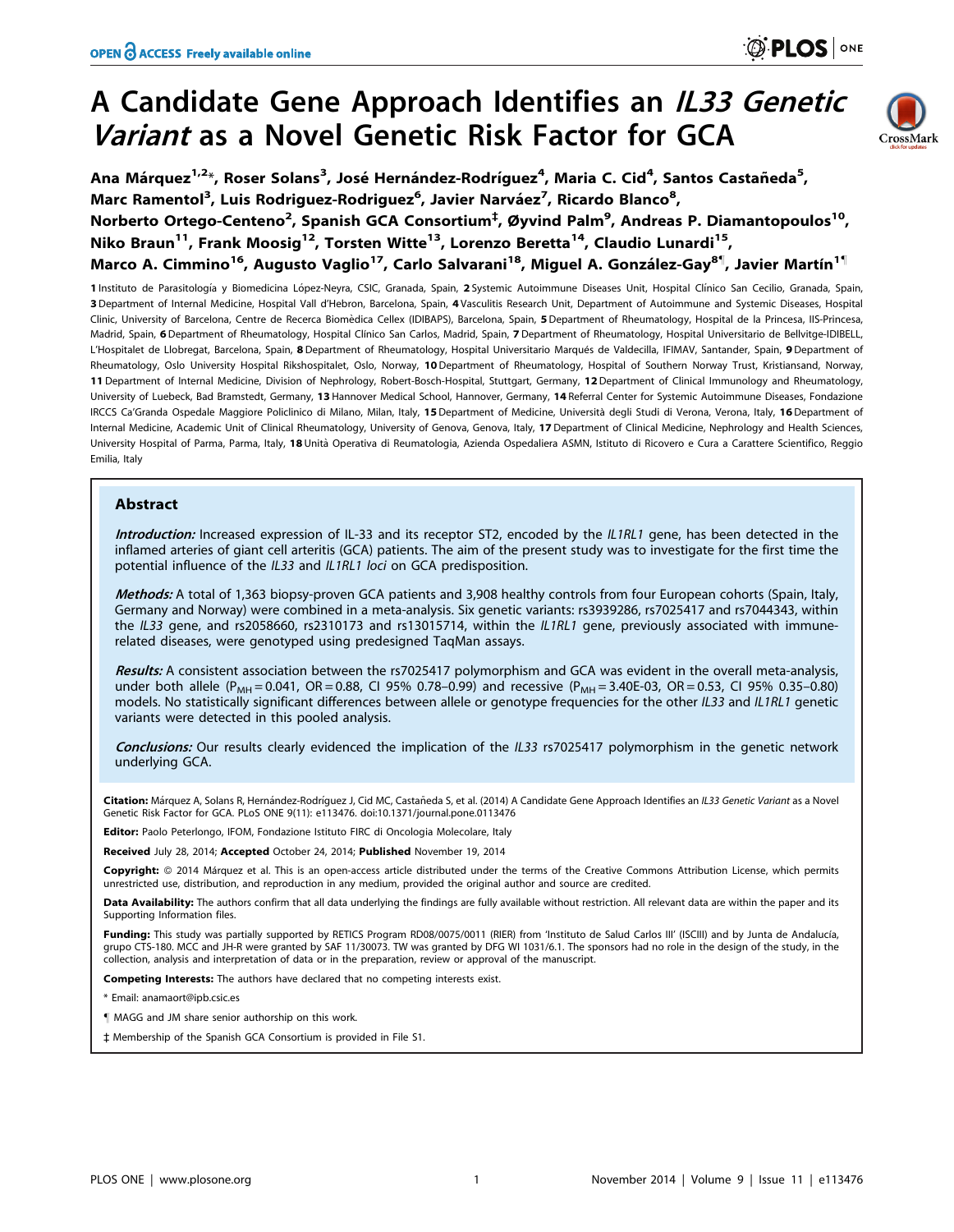# A Candidate Gene Approach Identifies an *IL33 Genetic Variant* as a Novel Genetic Risk Factor for GCA

**Ana Márquez[1,2]*, Roser Solans[3], José Hernández-Rodríguez[4], Maria C. Cid[4], Santos Castañeda[5], Marc Ramentol[3], Luis Rodriguez-Rodriguez[6], Javier Narváez[7], Ricardo Blanco[8], Norberto Ortego-Centeno[2], Spanish GCA Consortium[‡], Øyvind Palm[9], Andreas P. Diamantopoulos[10], Niko Braun[11], Frank Moosig[12], Torsten Witte[13], Lorenzo Beretta[14], Claudio Lunardi[15], Marco A. Cimmino[16], Augusto Vaglio[17], Carlo Salvarani[18], Miguel A. González-Gay[8¶], Javier Martín[1¶]**

1 Instituto de Parasitología y Biomedicina López-Neyra, CSIC, Granada, Spain, 2 Systemic Autoimmune Diseases Unit, Hospital Clínico San Cecilio, Granada, Spain, 3 Department of Internal Medicine, Hospital Vall d'Hebron, Barcelona, Spain, 4 Vasculitis Research Unit, Department of Autoimmune and Systemic Diseases, Hospital Clinic, University of Barcelona, Centre de Recerca Biomèdica Cellex (IDIBAPS), Barcelona, Spain, 5 Department of Rheumatology, Hospital de la Princesa, IIS-Princesa, Madrid, Spain, 6 Department of Rheumatology, Hospital Clínico San Carlos, Madrid, Spain, 7 Department of Rheumatology, Hospital Universitario de Bellvitge-IDIBELL, L'Hospitalet de Llobregat, Barcelona, Spain, 8 Department of Rheumatology, Hospital Universitario Marqués de Valdecilla, IFIMAV, Santander, Spain, 9 Department of Rheumatology, Oslo University Hospital Rikshospitalet, Oslo, Norway, 10 Department of Rheumatology, Hospital of Southern Norway Trust, Kristiansand, Norway, 11 Department of Internal Medicine, Division of Nephrology, Robert-Bosch-Hospital, Stuttgart, Germany, 12 Department of Clinical Immunology and Rheumatology, University of Luebeck, Bad Bramstedt, Germany, 13 Hannover Medical School, Hannover, Germany, 14 Referral Center for Systemic Autoimmune Diseases, Fondazione IRCCS Ca'Granda Ospedale Maggiore Policlinico di Milano, Milan, Italy, 15 Department of Medicine, Università degli Studi di Verona, Verona, Italy, 16 Department of Internal Medicine, Academic Unit of Clinical Rheumatology, University of Genova, Genova, Italy, 17 Department of Clinical Medicine, Nephrology and Health Sciences, University Hospital of Parma, Parma, Italy, 18 Unità Operativa di Reumatologia, Azienda Ospedaliera ASMN, Istituto di Ricovero e Cura a Carattere Scientifico, Reggio Emilia, Italy

## Abstract

***Introduction:*** Increased expression of IL-33 and its receptor ST2, encoded by the *IL1RL1* gene, has been detected in the inflamed arteries of giant cell arteritis (GCA) patients. The aim of the present study was to investigate for the first time the potential influence of the *IL33* and *IL1RL1 loci* on GCA predisposition.

***Methods:*** A total of 1,363 biopsy-proven GCA patients and 3,908 healthy controls from four European cohorts (Spain, Italy, Germany and Norway) were combined in a meta-analysis. Six genetic variants: rs3939286, rs7025417 and rs7044343, within the *IL33* gene, and rs2058660, rs2310173 and rs13015714, within the *IL1RL1* gene, previously associated with immune-related diseases, were genotyped using predesigned TaqMan assays.

***Results:*** A consistent association between the rs7025417 polymorphism and GCA was evident in the overall meta-analysis, under both allele ($P_{MH}$ = 0.041, OR = 0.88, CI 95% 0.78–0.99) and recessive ($P_{MH}$ = 3.40E-03, OR = 0.53, CI 95% 0.35–0.80) models. No statistically significant differences between allele or genotype frequencies for the other *IL33* and *IL1RL1* genetic variants were detected in this pooled analysis.

***Conclusions:*** Our results clearly evidenced the implication of the *IL33* rs7025417 polymorphism in the genetic network underlying GCA.

**Citation:** Márquez A, Solans R, Hernández-Rodríguez J, Cid MC, Castañeda S, et al. (2014) A Candidate Gene Approach Identifies an *IL33 Genetic Variant* as a Novel Genetic Risk Factor for GCA. PLoS ONE 9(11): e113476. doi:10.1371/journal.pone.0113476

**Editor:** Paolo Peterlongo, IFOM, Fondazione Istituto FIRC di Oncologia Molecolare, Italy

**Received** July 28, 2014; **Accepted** October 24, 2014; **Published** November 19, 2014

**Copyright:** © 2014 Márquez et al. This is an open-access article distributed under the terms of the Creative Commons Attribution License, which permits unrestricted use, distribution, and reproduction in any medium, provided the original author and source are credited.

**Data Availability:** The authors confirm that all data underlying the findings are fully available without restriction. All relevant data are within the paper and its Supporting Information files.

**Funding:** This study was partially supported by RETICS Program RD08/0075/0011 (RIER) from 'Instituto de Salud Carlos III' (ISCIII) and by Junta de Andalucía, grupo CTS-180. MCC and JH-R were granted by SAF 11/30073. TW was granted by DFG WI 1031/6.1. The sponsors had no role in the design of the study, in the collection, analysis and interpretation of data or in the preparation, review or approval of the manuscript.

**Competing Interests:** The authors have declared that no competing interests exist.

* Email: anamaort@ipb.csic.es

¶ MAGG and JM share senior authorship on this work.

‡ Membership of the Spanish GCA Consortium is provided in File S1.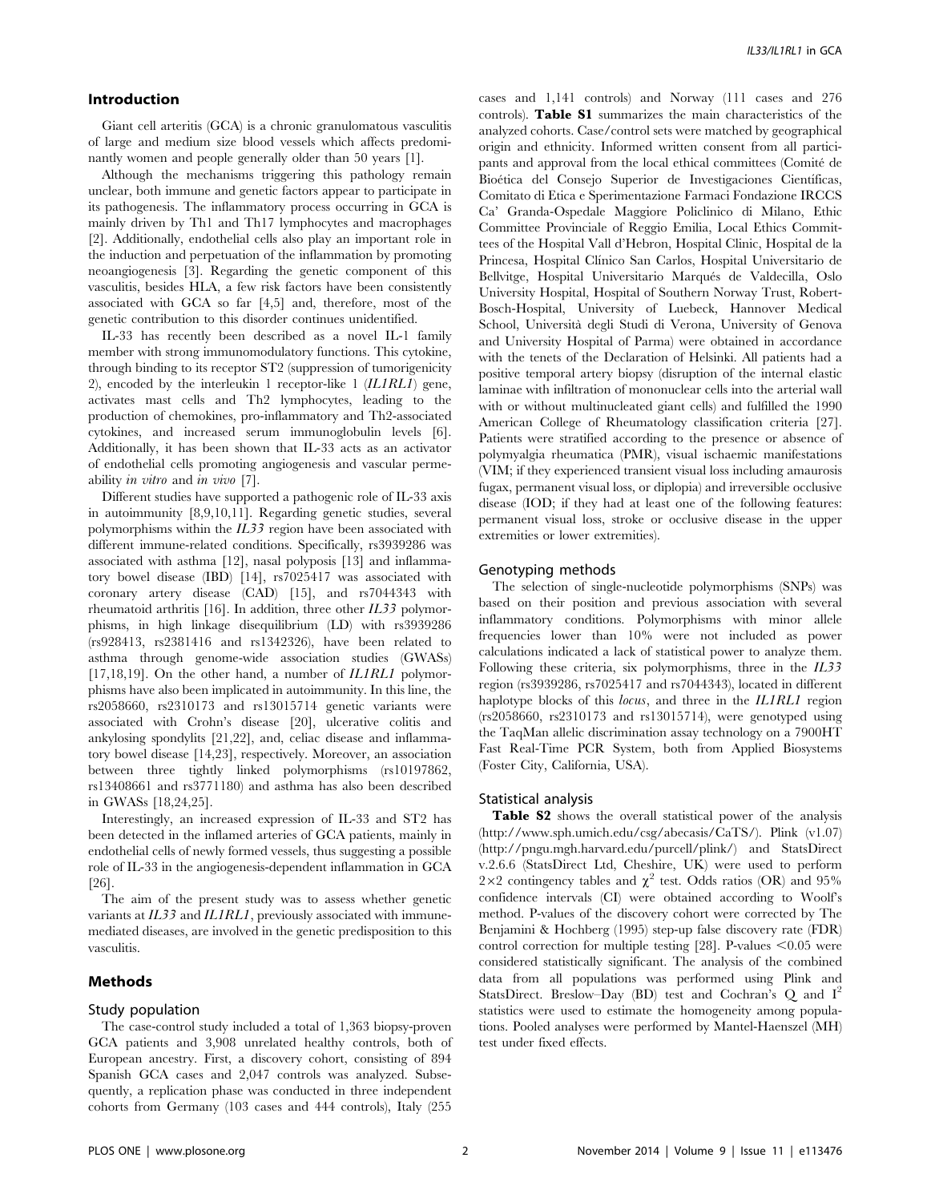## Introduction

Giant cell arteritis (GCA) is a chronic granulomatous vasculitis of large and medium size blood vessels which affects predominantly women and people generally older than 50 years [1].

Although the mechanisms triggering this pathology remain unclear, both immune and genetic factors appear to participate in its pathogenesis. The inflammatory process occurring in GCA is mainly driven by Th1 and Th17 lymphocytes and macrophages [2]. Additionally, endothelial cells also play an important role in the induction and perpetuation of the inflammation by promoting neoangiogenesis [3]. Regarding the genetic component of this vasculitis, besides HLA, a few risk factors have been consistently associated with GCA so far [4,5] and, therefore, most of the genetic contribution to this disorder continues unidentified.

IL-33 has recently been described as a novel IL-1 family member with strong immunomodulatory functions. This cytokine, through binding to its receptor ST2 (suppression of tumorigenicity 2), encoded by the interleukin 1 receptor-like 1 (*IL1RL1*) gene, activates mast cells and Th2 lymphocytes, leading to the production of chemokines, pro-inflammatory and Th2-associated cytokines, and increased serum immunoglobulin levels [6]. Additionally, it has been shown that IL-33 acts as an activator of endothelial cells promoting angiogenesis and vascular permeability *in vitro* and *in vivo* [7].

Different studies have supported a pathogenic role of IL-33 axis in autoimmunity [8,9,10,11]. Regarding genetic studies, several polymorphisms within the *IL33* region have been associated with different immune-related conditions. Specifically, rs3939286 was associated with asthma [12], nasal polyposis [13] and inflammatory bowel disease (IBD) [14], rs7025417 was associated with coronary artery disease (CAD) [15], and rs7044343 with rheumatoid arthritis [16]. In addition, three other *IL33* polymorphisms, in high linkage disequilibrium (LD) with rs3939286 (rs928413, rs2381416 and rs1342326), have been related to asthma through genome-wide association studies (GWASs) [17,18,19]. On the other hand, a number of *IL1RL1* polymorphisms have also been implicated in autoimmunity. In this line, the rs2058660, rs2310173 and rs13015714 genetic variants were associated with Crohn's disease [20], ulcerative colitis and ankylosing spondylits [21,22], and, celiac disease and inflammatory bowel disease [14,23], respectively. Moreover, an association between three tightly linked polymorphisms (rs10197862, rs13408661 and rs3771180) and asthma has also been described in GWASs [18,24,25].

Interestingly, an increased expression of IL-33 and ST2 has been detected in the inflamed arteries of GCA patients, mainly in endothelial cells of newly formed vessels, thus suggesting a possible role of IL-33 in the angiogenesis-dependent inflammation in GCA [26].

The aim of the present study was to assess whether genetic variants at *IL33* and *IL1RL1*, previously associated with immune-mediated diseases, are involved in the genetic predisposition to this vasculitis.

## Methods

### Study population

The case-control study included a total of 1,363 biopsy-proven GCA patients and 3,908 unrelated healthy controls, both of European ancestry. First, a discovery cohort, consisting of 894 Spanish GCA cases and 2,047 controls was analyzed. Subsequently, a replication phase was conducted in three independent cohorts from Germany (103 cases and 444 controls), Italy (255 cases and 1,141 controls) and Norway (111 cases and 276 controls). **Table S1** summarizes the main characteristics of the analyzed cohorts. Case/control sets were matched by geographical origin and ethnicity. Informed written consent from all participants and approval from the local ethical committees (Comité de Bioética del Consejo Superior de Investigaciones Científicas, Comitato di Etica e Sperimentazione Farmaci Fondazione IRCCS Ca' Granda-Ospedale Maggiore Policlinico di Milano, Ethic Committee Provinciale of Reggio Emilia, Local Ethics Committees of the Hospital Vall d'Hebron, Hospital Clinic, Hospital de la Princesa, Hospital Clínico San Carlos, Hospital Universitario de Bellvitge, Hospital Universitario Marqués de Valdecilla, Oslo University Hospital, Hospital of Southern Norway Trust, Robert-Bosch-Hospital, University of Luebeck, Hannover Medical School, Università degli Studi di Verona, University of Genova and University Hospital of Parma) were obtained in accordance with the tenets of the Declaration of Helsinki. All patients had a positive temporal artery biopsy (disruption of the internal elastic laminae with infiltration of mononuclear cells into the arterial wall with or without multinucleated giant cells) and fulfilled the 1990 American College of Rheumatology classification criteria [27]. Patients were stratified according to the presence or absence of polymyalgia rheumatica (PMR), visual ischaemic manifestations (VIM; if they experienced transient visual loss including amaurosis fugax, permanent visual loss, or diplopia) and irreversible occlusive disease (IOD; if they had at least one of the following features: permanent visual loss, stroke or occlusive disease in the upper extremities or lower extremities).

### Genotyping methods

The selection of single-nucleotide polymorphisms (SNPs) was based on their position and previous association with several inflammatory conditions. Polymorphisms with minor allele frequencies lower than 10% were not included as power calculations indicated a lack of statistical power to analyze them. Following these criteria, six polymorphisms, three in the *IL33* region (rs3939286, rs7025417 and rs7044343), located in different haplotype blocks of this *locus*, and three in the *IL1RL1* region (rs2058660, rs2310173 and rs13015714), were genotyped using the TaqMan allelic discrimination assay technology on a 7900HT Fast Real-Time PCR System, both from Applied Biosystems (Foster City, California, USA).

### Statistical analysis

**Table S2** shows the overall statistical power of the analysis (http://www.sph.umich.edu/csg/abecasis/CaTS/). Plink (v1.07) (http://pngu.mgh.harvard.edu/purcell/plink/) and StatsDirect v.2.6.6 (StatsDirect Ltd, Cheshire, UK) were used to perform 2×2 contingency tables and $\chi^2$ test. Odds ratios (OR) and 95% confidence intervals (CI) were obtained according to Woolf's method. P-values of the discovery cohort were corrected by The Benjamini & Hochberg (1995) step-up false discovery rate (FDR) control correction for multiple testing [28]. P-values $<0.05$ were considered statistically significant. The analysis of the combined data from all populations was performed using Plink and StatsDirect. Breslow–Day (BD) test and Cochran's Q and $I^2$ statistics were used to estimate the homogeneity among populations. Pooled analyses were performed by Mantel-Haenszel (MH) test under fixed effects.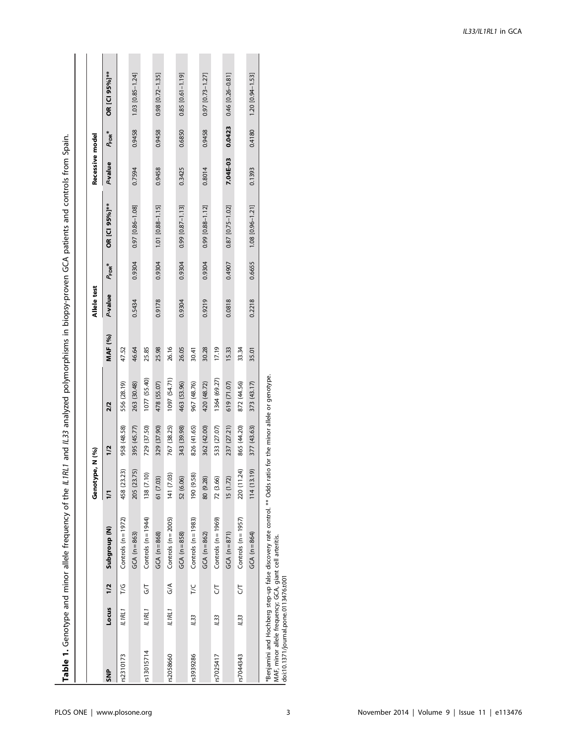**Table 1.** Genotype and minor allele frequency of the *IL1RL1* and *IL33* analyzed polymorphisms in biopsy-proven GCA patients and controls from Spain.

| SNP | Locus | 1/2 | Subgroup (N) | Genotype, N (%) | | | | Allele test | | | Recessive model | | |
|---|---|---|---|---|---|---|---|---|---|---|---|---|---|
| | | | | 1/1 | 1/2 | 2/2 | MAF (%) | *P*-value | $P_{FDR}$* | OR [CI 95%]** | *P*-value | $P_{FDR}$* | OR [CI 95%]** |
| rs2310173 | *IL1RL1* | T/G | Controls (n = 1972) | 458 (23.23) | 958 (48.58) | 556 (28.19) | 47.52 | | | | | | |
| | | | GCA (n = 863) | 205 (23.75) | 395 (45.77) | 263 (30.48) | 46.64 | 0.5434 | 0.9304 | 0.97 [0.86–1.08] | 0.7594 | 0.9458 | 1.03 [0.85–1.24] |
| rs13015714 | *IL1RL1* | G/T | Controls (n = 1944) | 138 (7.10) | 729 (37.50) | 1077 (55.40) | 25.85 | | | | | | |
| | | | GCA (n = 868) | 61 (7.03) | 329 (37.90) | 478 (55.07) | 25.98 | 0.9178 | 0.9304 | 1.01 [0.88–1.15] | 0.9458 | 0.9458 | 0.98 [0.72–1.35] |
| rs2058660 | *IL1RL1* | G/A | Controls (n = 2005) | 141 (7.03) | 767 (38.25) | 1097 (54.71) | 26.16 | | | | | | |
| | | | GCA (n = 858) | 52 (6.06) | 343 (39.98) | 463 (53.96) | 26.05 | 0.9304 | 0.9304 | 0.99 [0.87–1.13] | 0.3425 | 0.6850 | 0.85 [0.61–1.19] |
| rs3939286 | *IL33* | T/C | Controls (n = 1983) | 190 (9.58) | 826 (41.65) | 967 (48.76) | 30.41 | | | | | | |
| | | | GCA (n = 862) | 80 (9.28) | 362 (42.00) | 420 (48.72) | 30.28 | 0.9219 | 0.9304 | 0.99 [0.88–1.12] | 0.8014 | 0.9458 | 0.97 [0.73–1.27] |
| rs7025417 | *IL33* | C/T | Controls (n = 1969) | 72 (3.66) | 533 (27.07) | 1364 (69.27) | 17.19 | | | | | | |
| | | | GCA (n = 871) | 15 (1.72) | 237 (27.21) | 619 (71.07) | 15.33 | 0.0818 | 0.4907 | 0.87 [0.75–1.02] | **7.04E-03** | **0.0423** | **0.46 [0.26–0.81]** |
| rs7044343 | *IL33* | C/T | Controls (n = 1957) | 220 (11.24) | 865 (44.20) | 872 (44.56) | 33.34 | | | | | | |
| | | | GCA (n = 864) | 114 (13.19) | 377 (43.63) | 373 (43.17) | 35.01 | 0.2218 | 0.6655 | 1.08 [0.96–1.21] | 0.1393 | 0.4180 | 1.20 [0.94–1.53] |

*Benjamini and Hochberg step-up false discovery rate control. ** Odds ratio for the minor allele or genotype.
MAF, minor allele frequency; GCA, giant cell arteritis.
doi:10.1371/journal.pone.0113476.t001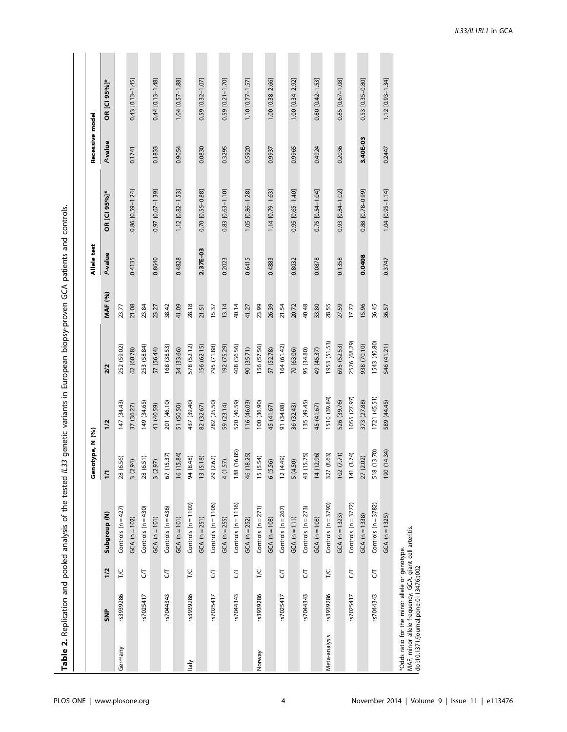**Table 2.** Replication and pooled analysis of the tested *IL33* genetic variants in European biopsy-proven GCA patients and controls.

| | | | | Genotype, N (%) | | | | Allele test | | Recessive model | |
|---|---|---|---|---|---|---|---|---|---|---|---|
| | SNP | 1/2 | Subgroup (N) | 1/1 | 1/2 | 2/2 | MAF (%) | *P*-value | OR [CI 95%]* | *P*-value | OR [CI 95%]* |
| Germany | rs3939286 | T/C | Controls (n = 427) | 28 (6.56) | 147 (34.43) | 252 (59.02) | 23.77 | | | | |
| | | | GCA (n = 102) | 3 (2.94) | 37 (36.27) | 62 (60.78) | 21.08 | 0.4135 | 0.86 [0.59–1.24] | 0.1741 | 0.43 [0.13–1.45] |
| | rs7025417 | C/T | Controls (n = 430) | 28 (6.51) | 149 (34.65) | 253 (58.84) | 23.84 | | | | |
| | | | GCA (n = 101) | 3 (2.97) | 41 (40.59) | 57 (56.44) | 23.27 | 0.8640 | 0.97 [0.67–1.39] | 0.1833 | 0.44 [0.13–1.48] |
| | rs7044343 | C/T | Controls (n = 436) | 67 (15.37) | 201 (46.10) | 168 (38.53) | 38.42 | | | | |
| | | | GCA (n = 101) | 16 (15.84) | 51 (50.50) | 34 (33.66) | 41.09 | 0.4828 | 1.12 [0.82–1.53] | 0.9054 | 1.04 [0.57–1.88] |
| Italy | rs3939286 | T/C | Controls (n = 1109) | 94 (8.48) | 437 (39.40) | 578 (52.12) | 28.18 | | | | |
| | | | GCA (n = 251) | 13 (5.18) | 82 (32.67) | 156 (62.15) | 21.51 | **2.37E-03** | 0.70 [0.55–0.88] | 0.0830 | 0.59 [0.32–1.07] |
| | rs7025417 | C/T | Controls (n = 1106) | 29 (2.62) | 282 (25.50) | 795 (71.88) | 15.37 | | | | |
| | | | GCA (n = 255) | 4 (1.57) | 59 (23.14) | 192 (75.29) | 13.14 | 0.2023 | 0.83 [0.63–1.10] | 0.3295 | 0.59 [0.21–1.70] |
| | rs7044343 | C/T | Controls (n = 1116) | 188 (16.85) | 520 (46.59) | 408 (36.56) | 40.14 | | | | |
| | | | GCA (n = 252) | 46 (18.25) | 116 (46.03) | 90 (35.71) | 41.27 | 0.6415 | 1.05 [0.86–1.28] | 0.5920 | 1.10 [0.77–1.57] |
| Norway | rs3939286 | T/C | Controls (n = 271) | 15 (5.54) | 100 (36.90) | 156 (57.56) | 23.99 | | | | |
| | | | GCA (n = 108) | 6 (5.56) | 45 (41.67) | 57 (52.78) | 26.39 | 0.4883 | 1.14 [0.79–1.63] | 0.9937 | 1.00 [0.38–2.66] |
| | rs7025417 | C/T | Controls (n = 267) | 12 (4.49) | 91 (34.08) | 164 (61.42) | 21.54 | | | | |
| | | | GCA (n = 111) | 5 (4.50) | 36 (32.43) | 70 (63.06) | 20.72 | 0.8032 | 0.95 [0.65–1.40] | 0.9965 | 1.00 [0.34–2.92] |
| | rs7044343 | C/T | Controls (n = 273) | 43 (15.75) | 135 (49.45) | 95 (34.80) | 40.48 | | | | |
| | | | GCA (n = 108) | 14 (12.96) | 45 (41.67) | 49 (45.37) | 33.80 | 0.0878 | 0.75 [0.54–1.04] | 0.4924 | 0.80 [0.42–1.53] |
| Meta-analysis | rs3939286 | T/C | Controls (n = 3790) | 327 (8.63) | 1510 (39.84) | 1953 (51.53) | 28.55 | | | | |
| | | | GCA (n = 1323) | 102 (7.71) | 526 (39.76) | 695 (52.53) | 27.59 | 0.1358 | 0.93 [0.84–1.02] | 0.2036 | 0.85 [0.67–1.08] |
| | rs7025417 | C/T | Controls (n = 3772) | 141 (3.74) | 1055 (27.97) | 2576 (68.29) | 17.72 | | | | |
| | | | GCA (n = 1338) | 27 (2.02) | 373 (27.88) | 938 (70.10) | 15.96 | **0.0408** | 0.88 [0.78–0.99] | **3.40E-03** | 0.53 [0.35–0.80] |
| | rs7044343 | C/T | Controls (n = 3782) | 518 (13.70) | 1721 (45.51) | 1543 (40.80) | 36.45 | | | | |
| | | | GCA (n = 1325) | 190 (14.34) | 589 (44.45) | 546 (41.21) | 36.57 | 0.3747 | 1.04 [0.95–1.14] | 0.2447 | 1.12 [0.93–1.34] |

*Odds ratio for the minor allele or genotype.
MAF, minor allele frequency; GCA, giant cell arteritis.
doi:10.1371/journal.pone.0113476.t002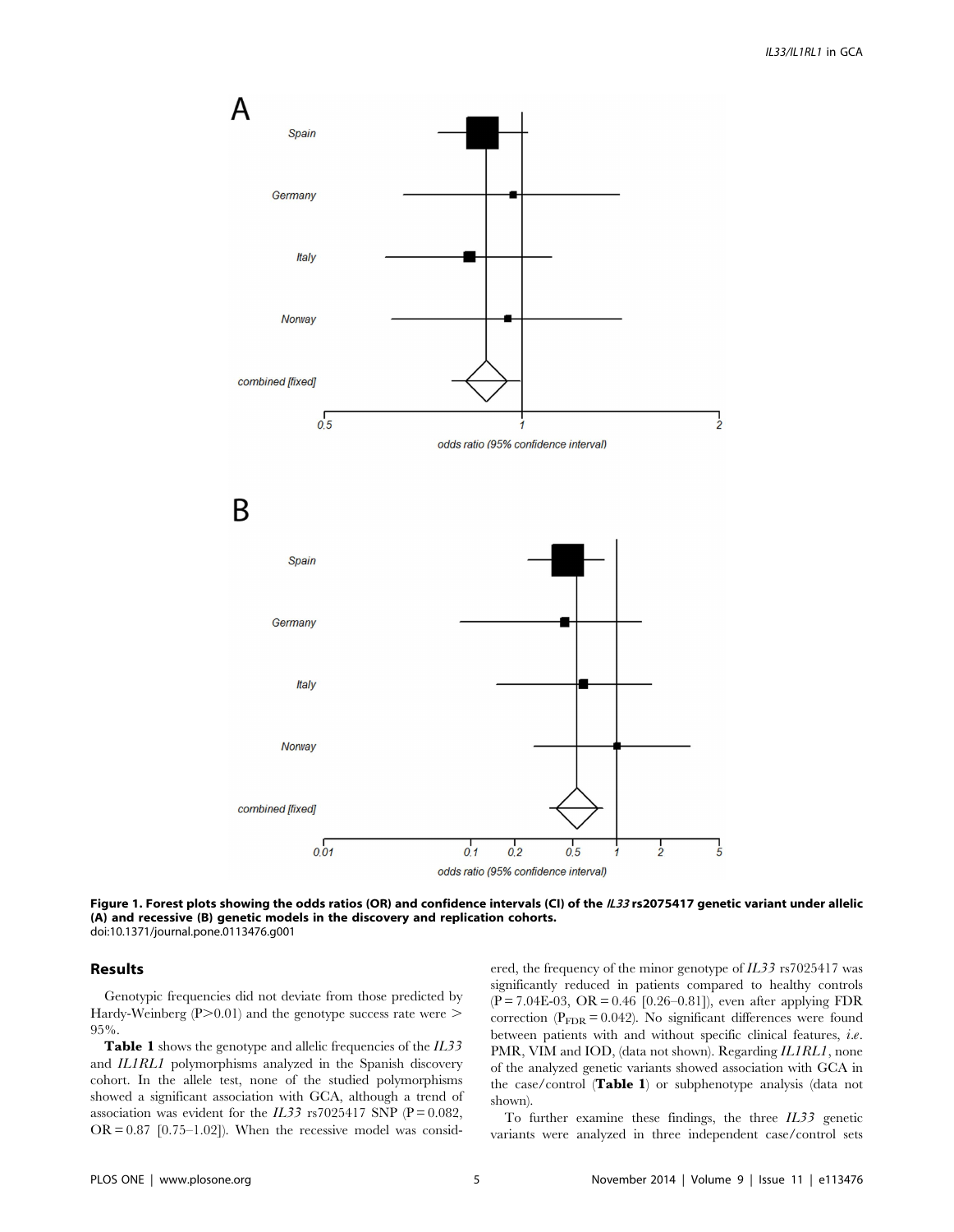**Figure 1. Forest plots showing the odds ratios (OR) and confidence intervals (CI) of the *IL33* rs2075417 genetic variant under allelic (A) and recessive (B) genetic models in the discovery and replication cohorts.**
doi:10.1371/journal.pone.0113476.g001

## Results

Genotypic frequencies did not deviate from those predicted by Hardy-Weinberg ($P > 0.01$) and the genotype success rate were > 95%.

**Table 1** shows the genotype and allelic frequencies of the *IL33* and *IL1RL1* polymorphisms analyzed in the Spanish discovery cohort. In the allele test, none of the studied polymorphisms showed a significant association with GCA, although a trend of association was evident for the *IL33* rs7025417 SNP ($P = 0.082$, $OR = 0.87$ [0.75–1.02]). When the recessive model was considered, the frequency of the minor genotype of *IL33* rs7025417 was significantly reduced in patients compared to healthy controls ($P = 7.04E\text{-}03$, $OR = 0.46$ [0.26–0.81]), even after applying FDR correction ($P_{FDR} = 0.042$). No significant differences were found between patients with and without specific clinical features, *i.e.* PMR, VIM and IOD, (data not shown). Regarding *IL1RL1*, none of the analyzed genetic variants showed association with GCA in the case/control (**Table 1**) or subphenotype analysis (data not shown).

To further examine these findings, the three *IL33* genetic variants were analyzed in three independent case/control sets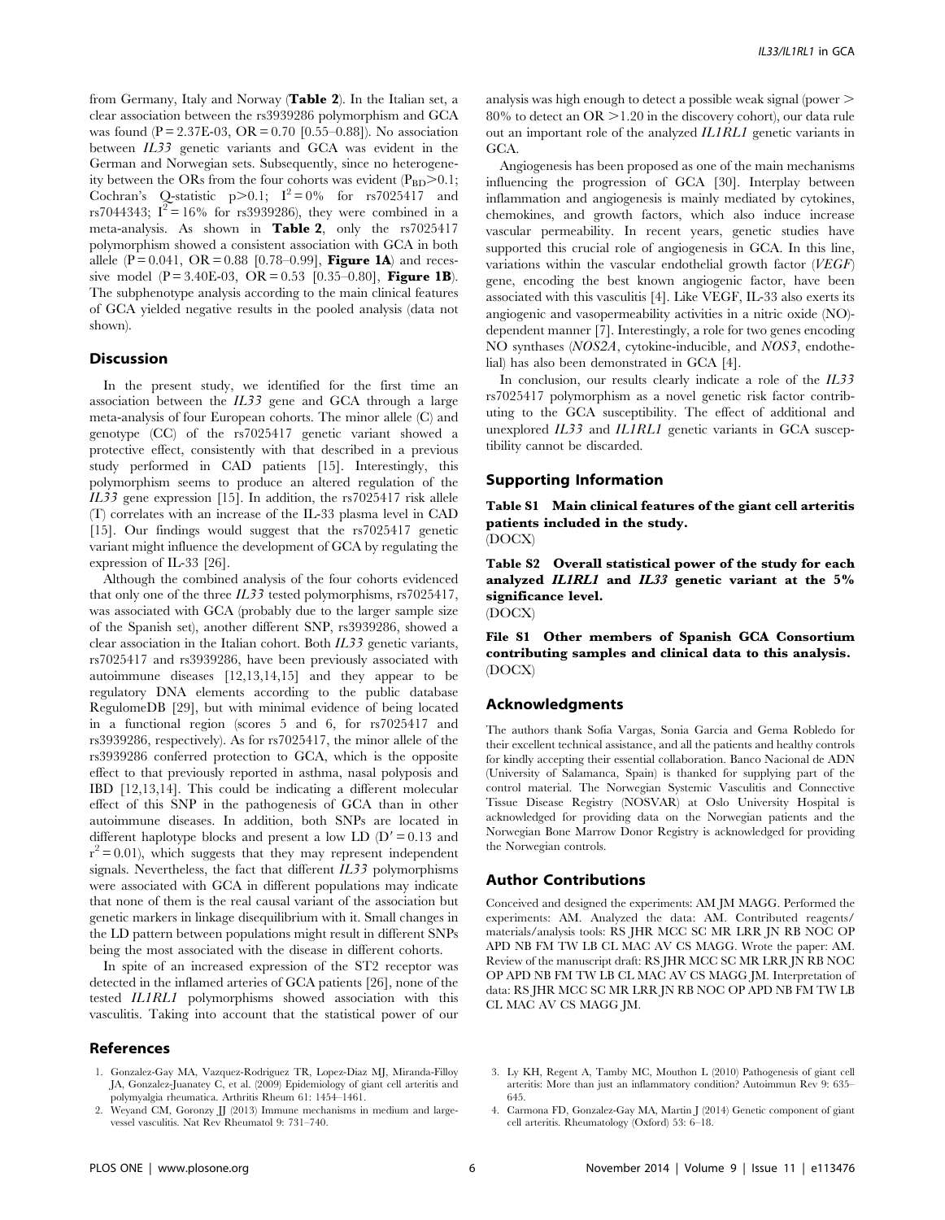from Germany, Italy and Norway (**Table 2**). In the Italian set, a clear association between the rs3939286 polymorphism and GCA was found (P = 2.37E-03, OR = 0.70 [0.55–0.88]). No association between *IL33* genetic variants and GCA was evident in the German and Norwegian sets. Subsequently, since no heterogeneity between the ORs from the four cohorts was evident ($P_{BD}$>0.1; Cochran's Q-statistic p>0.1; $I^2$ = 0% for rs7025417 and rs7044343; $I^2$ = 16% for rs3939286), they were combined in a meta-analysis. As shown in **Table 2**, only the rs7025417 polymorphism showed a consistent association with GCA in both allele (P = 0.041, OR = 0.88 [0.78–0.99], **Figure 1A**) and recessive model (P = 3.40E-03, OR = 0.53 [0.35–0.80], **Figure 1B**). The subphenotype analysis according to the main clinical features of GCA yielded negative results in the pooled analysis (data not shown).

## Discussion

In the present study, we identified for the first time an association between the *IL33* gene and GCA through a large meta-analysis of four European cohorts. The minor allele (C) and genotype (CC) of the rs7025417 genetic variant showed a protective effect, consistently with that described in a previous study performed in CAD patients [15]. Interestingly, this polymorphism seems to produce an altered regulation of the *IL33* gene expression [15]. In addition, the rs7025417 risk allele (T) correlates with an increase of the IL-33 plasma level in CAD [15]. Our findings would suggest that the rs7025417 genetic variant might influence the development of GCA by regulating the expression of IL-33 [26].

Although the combined analysis of the four cohorts evidenced that only one of the three *IL33* tested polymorphisms, rs7025417, was associated with GCA (probably due to the larger sample size of the Spanish set), another different SNP, rs3939286, showed a clear association in the Italian cohort. Both *IL33* genetic variants, rs7025417 and rs3939286, have been previously associated with autoimmune diseases [12,13,14,15] and they appear to be regulatory DNA elements according to the public database RegulomeDB [29], but with minimal evidence of being located in a functional region (scores 5 and 6, for rs7025417 and rs3939286, respectively). As for rs7025417, the minor allele of the rs3939286 conferred protection to GCA, which is the opposite effect to that previously reported in asthma, nasal polyposis and IBD [12,13,14]. This could be indicating a different molecular effect of this SNP in the pathogenesis of GCA than in other autoimmune diseases. In addition, both SNPs are located in different haplotype blocks and present a low LD (D′ = 0.13 and $r^2$ = 0.01), which suggests that they may represent independent signals. Nevertheless, the fact that different *IL33* polymorphisms were associated with GCA in different populations may indicate that none of them is the real causal variant of the association but genetic markers in linkage disequilibrium with it. Small changes in the LD pattern between populations might result in different SNPs being the most associated with the disease in different cohorts.

In spite of an increased expression of the ST2 receptor was detected in the inflamed arteries of GCA patients [26], none of the tested *IL1RL1* polymorphisms showed association with this vasculitis. Taking into account that the statistical power of our analysis was high enough to detect a possible weak signal (power > 80% to detect an OR >1.20 in the discovery cohort), our data rule out an important role of the analyzed *IL1RL1* genetic variants in GCA.

Angiogenesis has been proposed as one of the main mechanisms influencing the progression of GCA [30]. Interplay between inflammation and angiogenesis is mainly mediated by cytokines, chemokines, and growth factors, which also induce increase vascular permeability. In recent years, genetic studies have supported this crucial role of angiogenesis in GCA. In this line, variations within the vascular endothelial growth factor (*VEGF*) gene, encoding the best known angiogenic factor, have been associated with this vasculitis [4]. Like VEGF, IL-33 also exerts its angiogenic and vasopermeability activities in a nitric oxide (NO)-dependent manner [7]. Interestingly, a role for two genes encoding NO synthases (*NOS2A*, cytokine-inducible, and *NOS3*, endothelial) has also been demonstrated in GCA [4].

In conclusion, our results clearly indicate a role of the *IL33* rs7025417 polymorphism as a novel genetic risk factor contributing to the GCA susceptibility. The effect of additional and unexplored *IL33* and *IL1RL1* genetic variants in GCA susceptibility cannot be discarded.

## Supporting Information

**Table S1 Main clinical features of the giant cell arteritis patients included in the study.**
(DOCX)

**Table S2 Overall statistical power of the study for each analyzed *IL1RL1* and *IL33* genetic variant at the 5% significance level.**
(DOCX)

**File S1 Other members of Spanish GCA Consortium contributing samples and clinical data to this analysis.**
(DOCX)

## Acknowledgments

The authors thank Sofía Vargas, Sonia García and Gema Robledo for their excellent technical assistance, and all the patients and healthy controls for kindly accepting their essential collaboration. Banco Nacional de ADN (University of Salamanca, Spain) is thanked for supplying part of the control material. The Norwegian Systemic Vasculitis and Connective Tissue Disease Registry (NOSVAR) at Oslo University Hospital is acknowledged for providing data on the Norwegian patients and the Norwegian Bone Marrow Donor Registry is acknowledged for providing the Norwegian controls.

## Author Contributions

Conceived and designed the experiments: AM JM MAGG. Performed the experiments: AM. Analyzed the data: AM. Contributed reagents/materials/analysis tools: RS JHR MCC SC MR LRR JN RB NOC OP APD NB FM TW LB CL MAC AV CS MAGG. Wrote the paper: AM. Review of the manuscript draft: RS JHR MCC SC MR LRR JN RB NOC OP APD NB FM TW LB CL MAC AV CS MAGG JM. Interpretation of data: RS JHR MCC SC MR LRR JN RB NOC OP APD NB FM TW LB CL MAC AV CS MAGG JM.

## References

1. Gonzalez-Gay MA, Vazquez-Rodriguez TR, Lopez-Diaz MJ, Miranda-Filloy JA, Gonzalez-Juanatey C, et al. (2009) Epidemiology of giant cell arteritis and polymyalgia rheumatica. Arthritis Rheum 61: 1454–1461.
2. Weyand CM, Goronzy JJ (2013) Immune mechanisms in medium and large-vessel vasculitis. Nat Rev Rheumatol 9: 731–740.
3. Ly KH, Regent A, Tamby MC, Mouthon L (2010) Pathogenesis of giant cell arteritis: More than just an inflammatory condition? Autoimmun Rev 9: 635–645.
4. Carmona FD, Gonzalez-Gay MA, Martin J (2014) Genetic component of giant cell arteritis. Rheumatology (Oxford) 53: 6–18.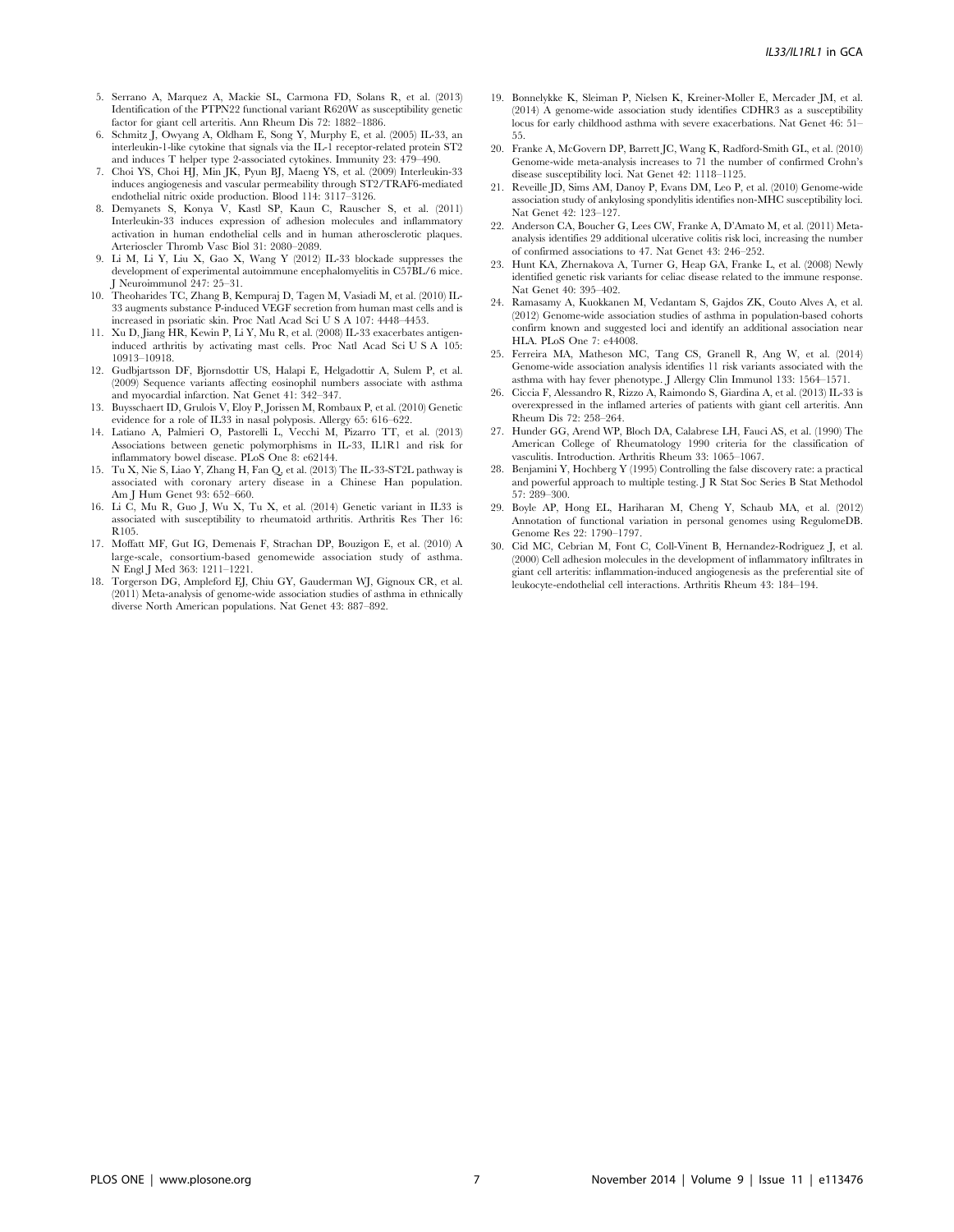5. Serrano A, Marquez A, Mackie SL, Carmona FD, Solans R, et al. (2013) Identification of the PTPN22 functional variant R620W as susceptibility genetic factor for giant cell arteritis. Ann Rheum Dis 72: 1882–1886.
6. Schmitz J, Owyang A, Oldham E, Song Y, Murphy E, et al. (2005) IL-33, an interleukin-1-like cytokine that signals via the IL-1 receptor-related protein ST2 and induces T helper type 2-associated cytokines. Immunity 23: 479–490.
7. Choi YS, Choi HJ, Min JK, Pyun BJ, Maeng YS, et al. (2009) Interleukin-33 induces angiogenesis and vascular permeability through ST2/TRAF6-mediated endothelial nitric oxide production. Blood 114: 3117–3126.
8. Demyanets S, Konya V, Kastl SP, Kaun C, Rauscher S, et al. (2011) Interleukin-33 induces expression of adhesion molecules and inflammatory activation in human endothelial cells and in human atherosclerotic plaques. Arterioscler Thromb Vasc Biol 31: 2080–2089.
9. Li M, Li Y, Liu X, Gao X, Wang Y (2012) IL-33 blockade suppresses the development of experimental autoimmune encephalomyelitis in C57BL/6 mice. J Neuroimmunol 247: 25–31.
10. Theoharides TC, Zhang B, Kempuraj D, Tagen M, Vasiadi M, et al. (2010) IL-33 augments substance P-induced VEGF secretion from human mast cells and is increased in psoriatic skin. Proc Natl Acad Sci U S A 107: 4448–4453.
11. Xu D, Jiang HR, Kewin P, Li Y, Mu R, et al. (2008) IL-33 exacerbates antigen-induced arthritis by activating mast cells. Proc Natl Acad Sci U S A 105: 10913–10918.
12. Gudbjartsson DF, Bjornsdottir US, Halapi E, Helgadottir A, Sulem P, et al. (2009) Sequence variants affecting eosinophil numbers associate with asthma and myocardial infarction. Nat Genet 41: 342–347.
13. Buysschaert ID, Grulois V, Eloy P, Jorissen M, Rombaux P, et al. (2010) Genetic evidence for a role of IL33 in nasal polyposis. Allergy 65: 616–622.
14. Latiano A, Palmieri O, Pastorelli L, Vecchi M, Pizarro TT, et al. (2013) Associations between genetic polymorphisms in IL-33, IL1R1 and risk for inflammatory bowel disease. PLoS One 8: e62144.
15. Tu X, Nie S, Liao Y, Zhang H, Fan Q, et al. (2013) The IL-33-ST2L pathway is associated with coronary artery disease in a Chinese Han population. Am J Hum Genet 93: 652–660.
16. Li C, Mu R, Guo J, Wu X, Tu X, et al. (2014) Genetic variant in IL33 is associated with susceptibility to rheumatoid arthritis. Arthritis Res Ther 16: R105.
17. Moffatt MF, Gut IG, Demenais F, Strachan DP, Bouzigon E, et al. (2010) A large-scale, consortium-based genomewide association study of asthma. N Engl J Med 363: 1211–1221.
18. Torgerson DG, Ampleford EJ, Chiu GY, Gauderman WJ, Gignoux CR, et al. (2011) Meta-analysis of genome-wide association studies of asthma in ethnically diverse North American populations. Nat Genet 43: 887–892.
19. Bonnelykke K, Sleiman P, Nielsen K, Kreiner-Moller E, Mercader JM, et al. (2014) A genome-wide association study identifies CDHR3 as a susceptibility locus for early childhood asthma with severe exacerbations. Nat Genet 46: 51–55.
20. Franke A, McGovern DP, Barrett JC, Wang K, Radford-Smith GL, et al. (2010) Genome-wide meta-analysis increases to 71 the number of confirmed Crohn's disease susceptibility loci. Nat Genet 42: 1118–1125.
21. Reveille JD, Sims AM, Danoy P, Evans DM, Leo P, et al. (2010) Genome-wide association study of ankylosing spondylitis identifies non-MHC susceptibility loci. Nat Genet 42: 123–127.
22. Anderson CA, Boucher G, Lees CW, Franke A, D'Amato M, et al. (2011) Meta-analysis identifies 29 additional ulcerative colitis risk loci, increasing the number of confirmed associations to 47. Nat Genet 43: 246–252.
23. Hunt KA, Zhernakova A, Turner G, Heap GA, Franke L, et al. (2008) Newly identified genetic risk variants for celiac disease related to the immune response. Nat Genet 40: 395–402.
24. Ramasamy A, Kuokkanen M, Vedantam S, Gajdos ZK, Couto Alves A, et al. (2012) Genome-wide association studies of asthma in population-based cohorts confirm known and suggested loci and identify an additional association near HLA. PLoS One 7: e44008.
25. Ferreira MA, Matheson MC, Tang CS, Granell R, Ang W, et al. (2014) Genome-wide association analysis identifies 11 risk variants associated with the asthma with hay fever phenotype. J Allergy Clin Immunol 133: 1564–1571.
26. Ciccia F, Alessandro R, Rizzo A, Raimondo S, Giardina A, et al. (2013) IL-33 is overexpressed in the inflamed arteries of patients with giant cell arteritis. Ann Rheum Dis 72: 258–264.
27. Hunder GG, Arend WP, Bloch DA, Calabrese LH, Fauci AS, et al. (1990) The American College of Rheumatology 1990 criteria for the classification of vasculitis. Introduction. Arthritis Rheum 33: 1065–1067.
28. Benjamini Y, Hochberg Y (1995) Controlling the false discovery rate: a practical and powerful approach to multiple testing. J R Stat Soc Series B Stat Methodol 57: 289–300.
29. Boyle AP, Hong EL, Hariharan M, Cheng Y, Schaub MA, et al. (2012) Annotation of functional variation in personal genomes using RegulomeDB. Genome Res 22: 1790–1797.
30. Cid MC, Cebrian M, Font C, Coll-Vinent B, Hernandez-Rodriguez J, et al. (2000) Cell adhesion molecules in the development of inflammatory infiltrates in giant cell arteritis: inflammation-induced angiogenesis as the preferential site of leukocyte-endothelial cell interactions. Arthritis Rheum 43: 184–194.